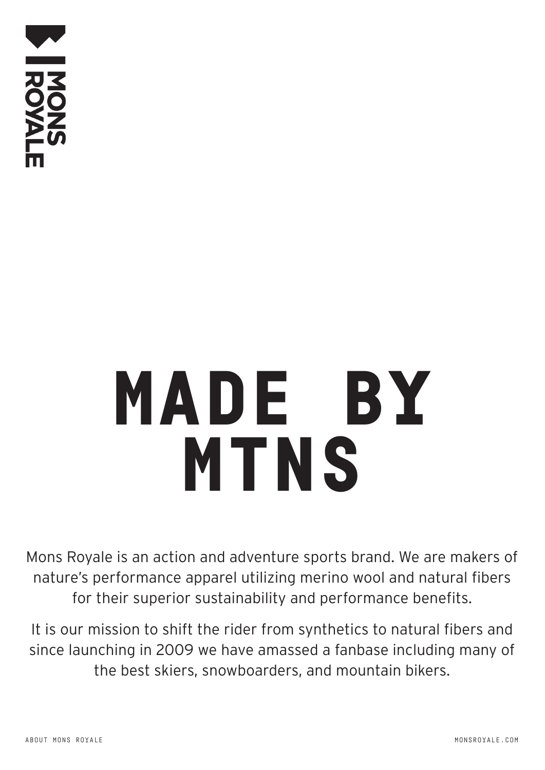MONS ROYALE

# MADE BY MTNS

Mons Royale is an action and adventure sports brand. We are makers of nature's performance apparel utilizing merino wool and natural fibers for their superior sustainability and performance benefits.

It is our mission to shift the rider from synthetics to natural fibers and since launching in 2009 we have amassed a fanbase including many of the best skiers, snowboarders, and mountain bikers.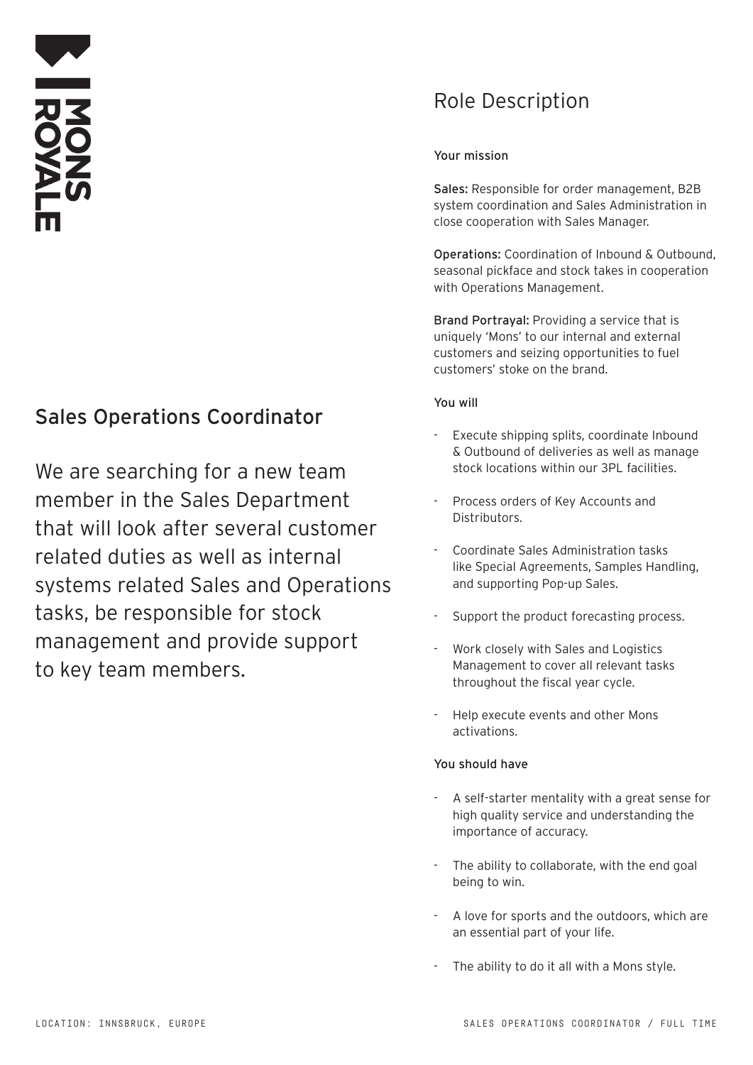MONS ROYALE

## Sales Operations Coordinator

We are searching for a new team member in the Sales Department that will look after several customer related duties as well as internal systems related Sales and Operations tasks, be responsible for stock management and provide support to key team members.

# Role Description

### Your mission

**Sales:** Responsible for order management, B2B system coordination and Sales Administration in close cooperation with Sales Manager.

**Operations:** Coordination of Inbound & Outbound, seasonal pickface and stock takes in cooperation with Operations Management.

**Brand Portrayal:** Providing a service that is uniquely 'Mons' to our internal and external customers and seizing opportunities to fuel customers' stoke on the brand.

### You will

- Execute shipping splits, coordinate Inbound & Outbound of deliveries as well as manage stock locations within our 3PL facilities.
- Process orders of Key Accounts and Distributors.
- Coordinate Sales Administration tasks like Special Agreements, Samples Handling, and supporting Pop-up Sales.
- Support the product forecasting process.
- Work closely with Sales and Logistics Management to cover all relevant tasks throughout the fiscal year cycle.
- Help execute events and other Mons activations.

### You should have

- A self-starter mentality with a great sense for high quality service and understanding the importance of accuracy.
- The ability to collaborate, with the end goal being to win.
- A love for sports and the outdoors, which are an essential part of your life.
- The ability to do it all with a Mons style.

LOCATION: INNSBRUCK, EUROPE

SALES OPERATIONS COORDINATOR / FULL TIME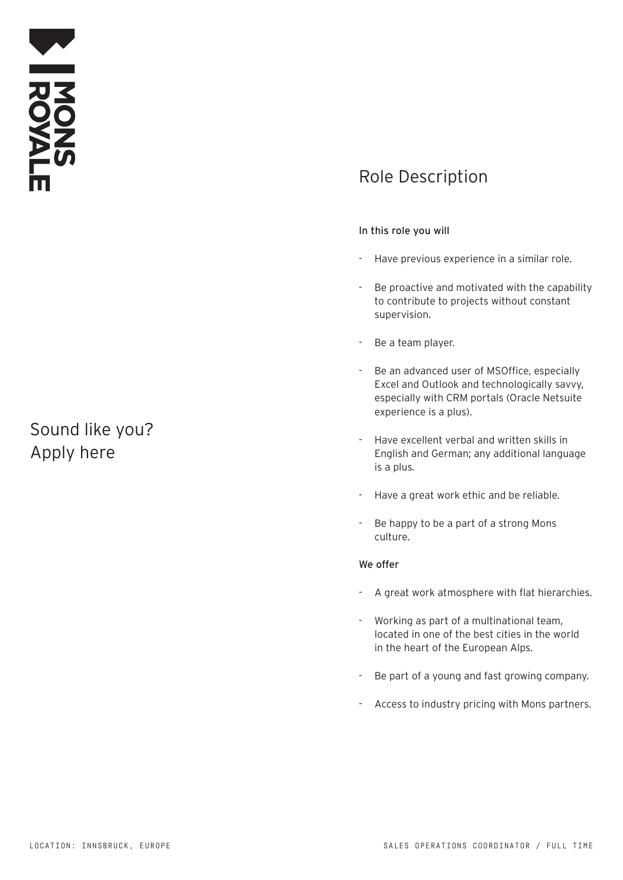MONS ROYALE

## Role Description

**In this role you will**

- Have previous experience in a similar role.
- Be proactive and motivated with the capability to contribute to projects without constant supervision.
- Be a team player.
- Be an advanced user of MSOffice, especially Excel and Outlook and technologically savvy, especially with CRM portals (Oracle Netsuite experience is a plus).
- Have excellent verbal and written skills in English and German; any additional language is a plus.
- Have a great work ethic and be reliable.
- Be happy to be a part of a strong Mons culture.

**We offer**

- A great work atmosphere with flat hierarchies.
- Working as part of a multinational team, located in one of the best cities in the world in the heart of the European Alps.
- Be part of a young and fast growing company.
- Access to industry pricing with Mons partners.

Sound like you?
Apply here

LOCATION: INNSBRUCK, EUROPE

SALES OPERATIONS COORDINATOR / FULL TIME